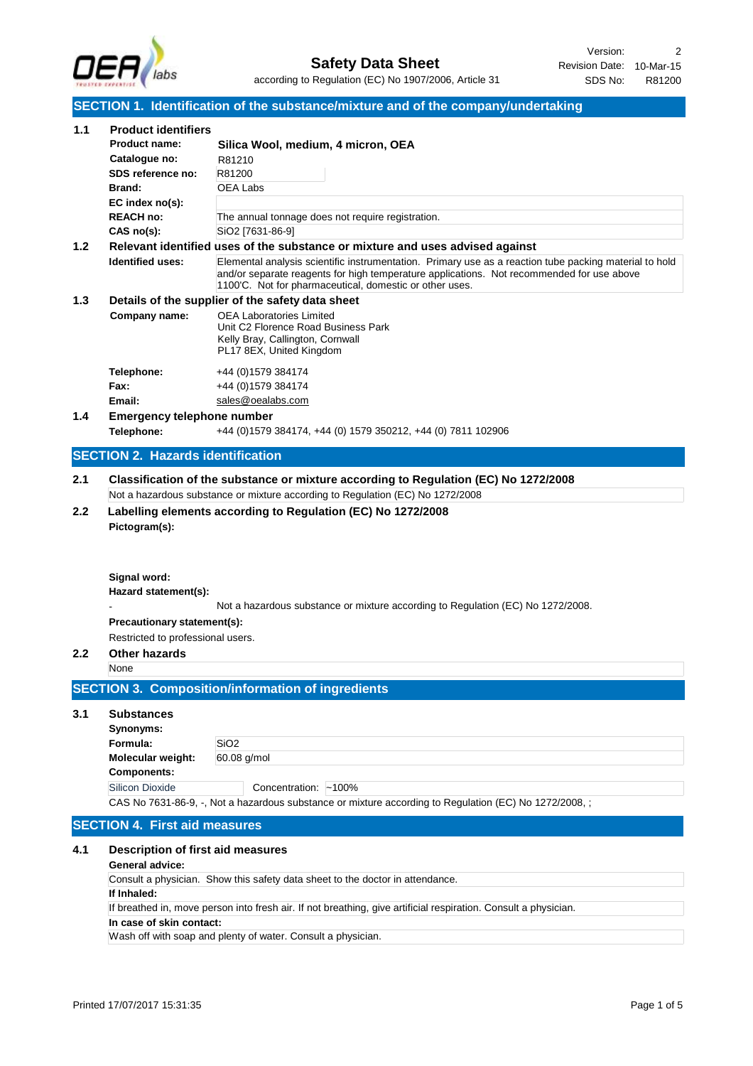# Safety Data Sheet

according to Regulation (EC) No 1907/2006, Article 31

Version: 2
Revision Date: 10-Mar-15
SDS No: R81200

## SECTION 1. Identification of the substance/mixture and of the company/undertaking

### 1.1 Product identifiers

| | |
|---|---|
| **Product name:** | **Silica Wool, medium, 4 micron, OEA** |
| **Catalogue no:** | R81210 |
| **SDS reference no:** | R81200 |
| **Brand:** | OEA Labs |
| **EC index no(s):** | |
| **REACH no:** | The annual tonnage does not require registration. |
| **CAS no(s):** | $SiO_2$ [7631-86-9] |

### 1.2 Relevant identified uses of the substance or mixture and uses advised against

**Identified uses:** Elemental analysis scientific instrumentation. Primary use as a reaction tube packing material to hold and/or separate reagents for high temperature applications. Not recommended for use above 1100'C. Not for pharmaceutical, domestic or other uses.

### 1.3 Details of the supplier of the safety data sheet

**Company name:** OEA Laboratories Limited
Unit C2 Florence Road Business Park
Kelly Bray, Callington, Cornwall
PL17 8EX, United Kingdom

| | |
|---|---|
| **Telephone:** | +44 (0)1579 384174 |
| **Fax:** | +44 (0)1579 384174 |
| **Email:** | sales@oealabs.com |

### 1.4 Emergency telephone number

**Telephone:** +44 (0)1579 384174, +44 (0) 1579 350212, +44 (0) 7811 102906

## SECTION 2. Hazards identification

### 2.1 Classification of the substance or mixture according to Regulation (EC) No 1272/2008

Not a hazardous substance or mixture according to Regulation (EC) No 1272/2008

### 2.2 Labelling elements according to Regulation (EC) No 1272/2008

**Pictogram(s):**

**Signal word:**

**Hazard statement(s):**

- Not a hazardous substance or mixture according to Regulation (EC) No 1272/2008.

**Precautionary statement(s):**

Restricted to professional users.

### 2.2 Other hazards

None

## SECTION 3. Composition/information of ingredients

### 3.1 Substances

**Synonyms:**

| | |
|---|---|
| **Formula:** | $SiO_2$ |
| **Molecular weight:** | 60.08 g/mol |

**Components:**

| | |
|---|---|
| Silicon Dioxide | Concentration: ~100% |

CAS No 7631-86-9, -, Not a hazardous substance or mixture according to Regulation (EC) No 1272/2008, ;

## SECTION 4. First aid measures

### 4.1 Description of first aid measures

**General advice:**

Consult a physician. Show this safety data sheet to the doctor in attendance.

**If Inhaled:**

If breathed in, move person into fresh air. If not breathing, give artificial respiration. Consult a physician.

**In case of skin contact:**

Wash off with soap and plenty of water. Consult a physician.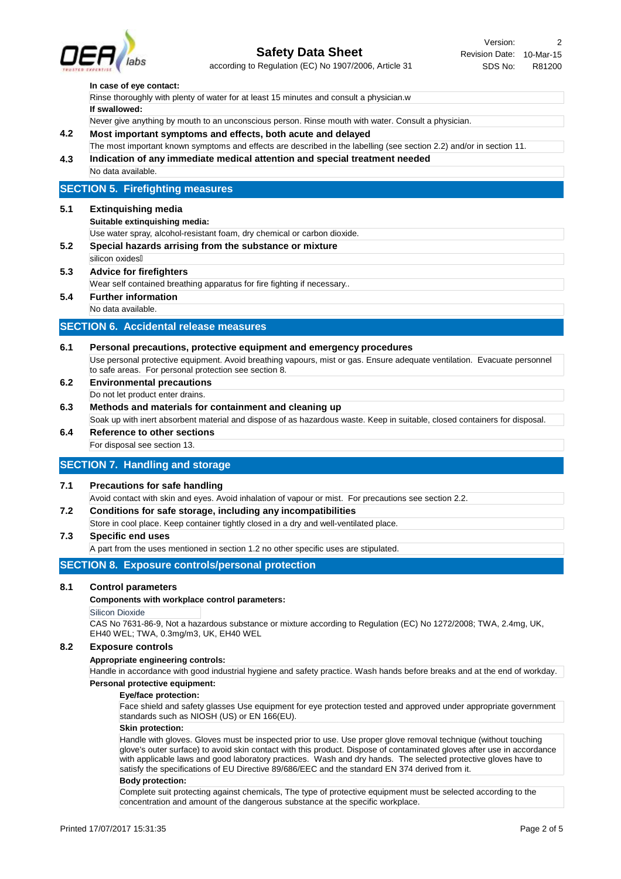**In case of eye contact:**

Rinse thoroughly with plenty of water for at least 15 minutes and consult a physician.w

**If swallowed:**

Never give anything by mouth to an unconscious person. Rinse mouth with water. Consult a physician.

### 4.2 Most important symptoms and effects, both acute and delayed

The most important known symptoms and effects are described in the labelling (see section 2.2) and/or in section 11.

### 4.3 Indication of any immediate medical attention and special treatment needed

No data available.

## SECTION 5. Firefighting measures

### 5.1 Extinguishing media

**Suitable extinguishing media:**

Use water spray, alcohol-resistant foam, dry chemical or carbon dioxide.

### 5.2 Special hazards arising from the substance or mixture

silicon oxides

### 5.3 Advice for firefighters

Wear self contained breathing apparatus for fire fighting if necessary..

### 5.4 Further information

No data available.

## SECTION 6. Accidental release measures

### 6.1 Personal precautions, protective equipment and emergency procedures

Use personal protective equipment. Avoid breathing vapours, mist or gas. Ensure adequate ventilation. Evacuate personnel to safe areas. For personal protection see section 8.

### 6.2 Environmental precautions

Do not let product enter drains.

### 6.3 Methods and materials for containment and cleaning up

Soak up with inert absorbent material and dispose of as hazardous waste. Keep in suitable, closed containers for disposal.

### 6.4 Reference to other sections

For disposal see section 13.

## SECTION 7. Handling and storage

### 7.1 Precautions for safe handling

Avoid contact with skin and eyes. Avoid inhalation of vapour or mist. For precautions see section 2.2.

### 7.2 Conditions for safe storage, including any incompatibilities

Store in cool place. Keep container tightly closed in a dry and well-ventilated place.

### 7.3 Specific end uses

A part from the uses mentioned in section 1.2 no other specific uses are stipulated.

## SECTION 8. Exposure controls/personal protection

### 8.1 Control parameters

**Components with workplace control parameters:**

Silicon Dioxide

CAS No 7631-86-9, Not a hazardous substance or mixture according to Regulation (EC) No 1272/2008; TWA, 2.4mg, UK, EH40 WEL; TWA, 0.3mg/m3, UK, EH40 WEL

### 8.2 Exposure controls

**Appropriate engineering controls:**

Handle in accordance with good industrial hygiene and safety practice. Wash hands before breaks and at the end of workday.

**Personal protective equipment:**

**Eye/face protection:**

Face shield and safety glasses Use equipment for eye protection tested and approved under appropriate government standards such as NIOSH (US) or EN 166(EU).

**Skin protection:**

Handle with gloves. Gloves must be inspected prior to use. Use proper glove removal technique (without touching glove's outer surface) to avoid skin contact with this product. Dispose of contaminated gloves after use in accordance with applicable laws and good laboratory practices. Wash and dry hands. The selected protective gloves have to satisfy the specifications of EU Directive 89/686/EEC and the standard EN 374 derived from it.

**Body protection:**

Complete suit protecting against chemicals, The type of protective equipment must be selected according to the concentration and amount of the dangerous substance at the specific workplace.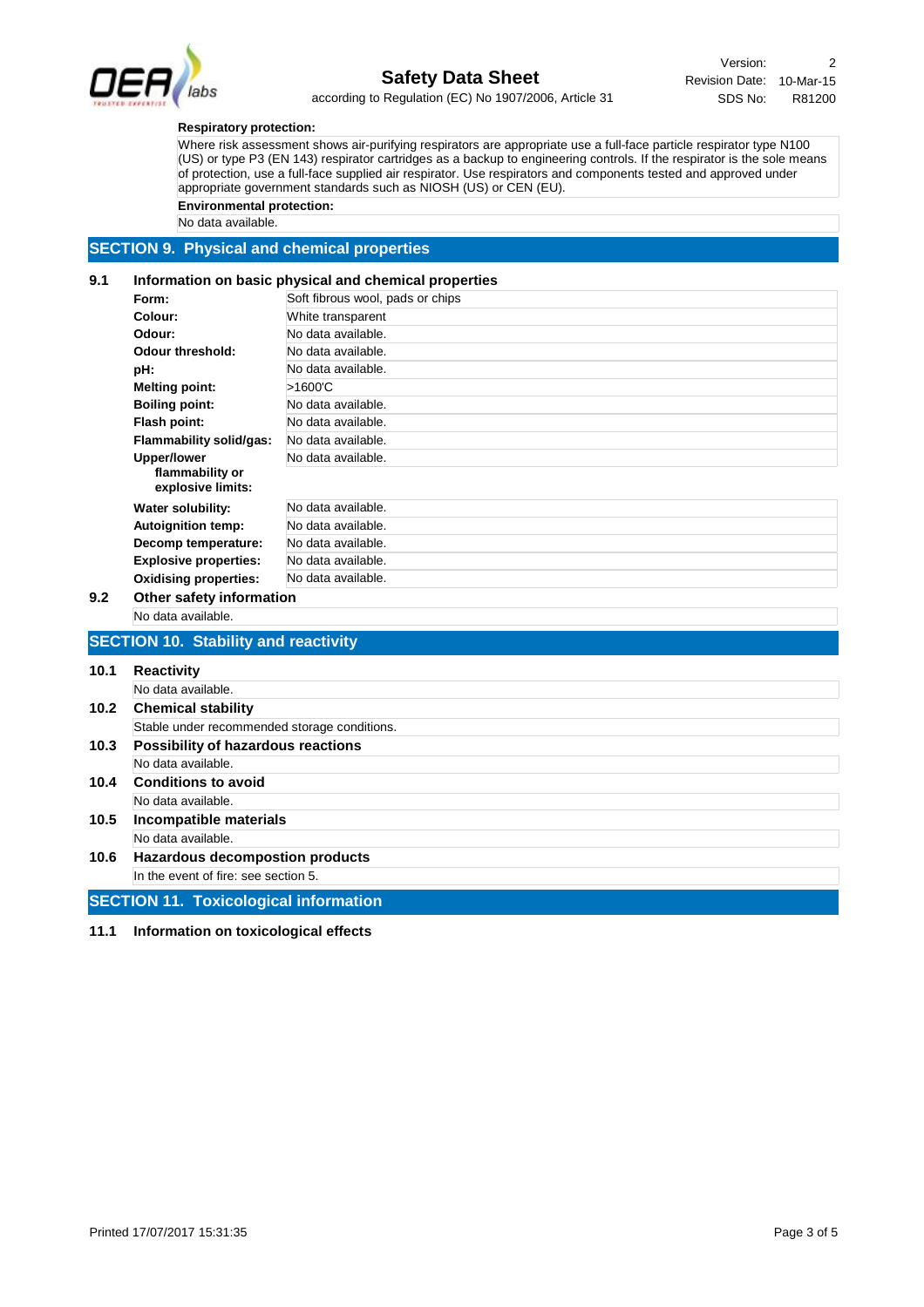**Respiratory protection:**

Where risk assessment shows air-purifying respirators are appropriate use a full-face particle respirator type N100 (US) or type P3 (EN 143) respirator cartridges as a backup to engineering controls. If the respirator is the sole means of protection, use a full-face supplied air respirator. Use respirators and components tested and approved under appropriate government standards such as NIOSH (US) or CEN (EU).

**Environmental protection:**

No data available.

## SECTION 9. Physical and chemical properties

### 9.1 Information on basic physical and chemical properties

| | |
|---|---|
| **Form:** | Soft fibrous wool, pads or chips |
| **Colour:** | White transparent |
| **Odour:** | No data available. |
| **Odour threshold:** | No data available. |
| **pH:** | No data available. |
| **Melting point:** | >1600'C |
| **Boiling point:** | No data available. |
| **Flash point:** | No data available. |
| **Flammability solid/gas:** | No data available. |
| **Upper/lower flammability or explosive limits:** | No data available. |
| **Water solubility:** | No data available. |
| **Autoignition temp:** | No data available. |
| **Decomp temperature:** | No data available. |
| **Explosive properties:** | No data available. |
| **Oxidising properties:** | No data available. |

### 9.2 Other safety information

No data available.

## SECTION 10. Stability and reactivity

### 10.1 Reactivity

No data available.

### 10.2 Chemical stability

Stable under recommended storage conditions.

### 10.3 Possibility of hazardous reactions

No data available.

### 10.4 Conditions to avoid

No data available.

### 10.5 Incompatible materials

No data available.

### 10.6 Hazardous decompostion products

In the event of fire: see section 5.

## SECTION 11. Toxicological information

### 11.1 Information on toxicological effects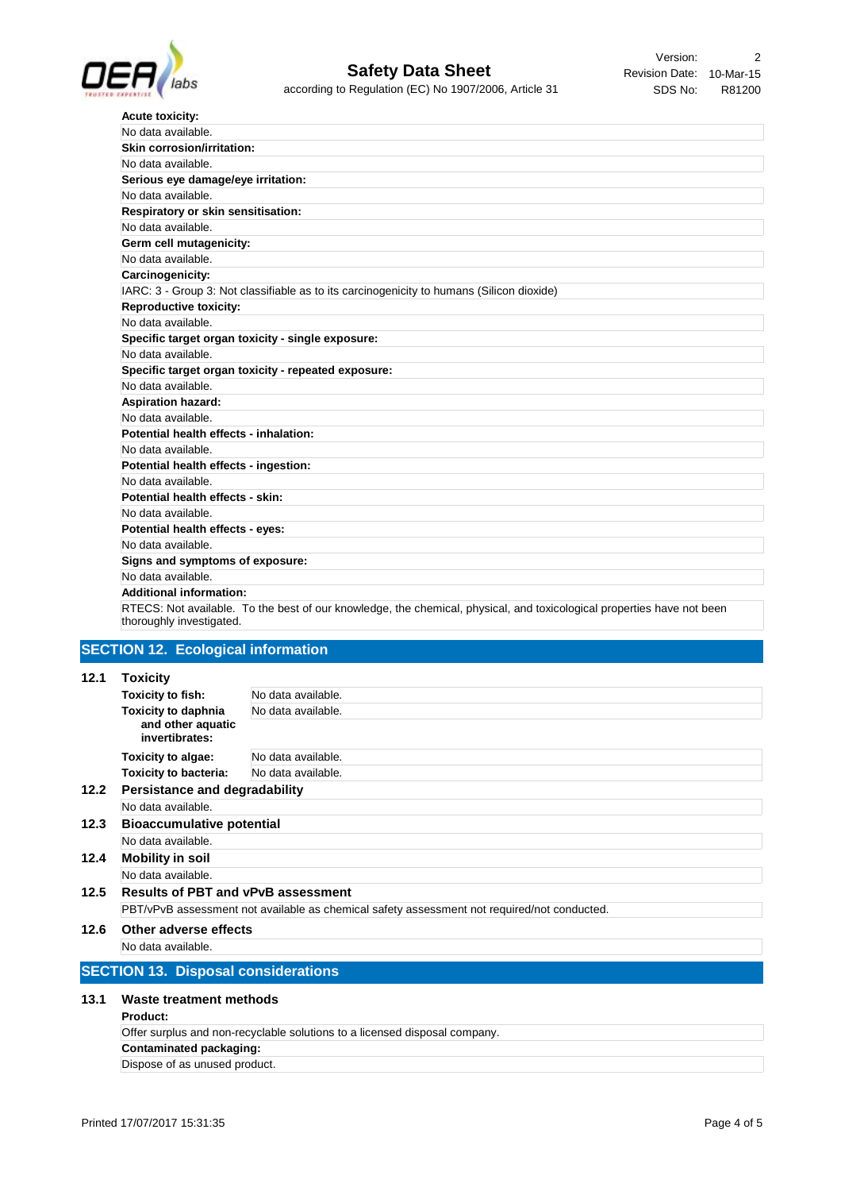**Acute toxicity:**

No data available.

**Skin corrosion/irritation:**

No data available.

**Serious eye damage/eye irritation:**

No data available.

**Respiratory or skin sensitisation:**

No data available.

**Germ cell mutagenicity:**

No data available.

**Carcinogenicity:**

IARC: 3 - Group 3: Not classifiable as to its carcinogenicity to humans (Silicon dioxide)

**Reproductive toxicity:**

No data available.

**Specific target organ toxicity - single exposure:**

No data available.

**Specific target organ toxicity - repeated exposure:**

No data available.

**Aspiration hazard:**

No data available.

**Potential health effects - inhalation:**

No data available.

**Potential health effects - ingestion:**

No data available.

**Potential health effects - skin:**

No data available.

**Potential health effects - eyes:**

No data available.

**Signs and symptoms of exposure:**

No data available.

**Additional information:**

RTECS: Not available. To the best of our knowledge, the chemical, physical, and toxicological properties have not been thoroughly investigated.

## SECTION 12. Ecological information

### 12.1 Toxicity

| | |
|---|---|
| **Toxicity to fish:** | No data available. |
| **Toxicity to daphnia and other aquatic invertebrates:** | No data available. |
| **Toxicity to algae:** | No data available. |
| **Toxicity to bacteria:** | No data available. |

### 12.2 Persistence and degradability

No data available.

### 12.3 Bioaccumulative potential

No data available.

### 12.4 Mobility in soil

No data available.

### 12.5 Results of PBT and vPvB assessment

PBT/vPvB assessment not available as chemical safety assessment not required/not conducted.

### 12.6 Other adverse effects

No data available.

## SECTION 13. Disposal considerations

### 13.1 Waste treatment methods

**Product:**

Offer surplus and non-recyclable solutions to a licensed disposal company.

**Contaminated packaging:**

Dispose of as unused product.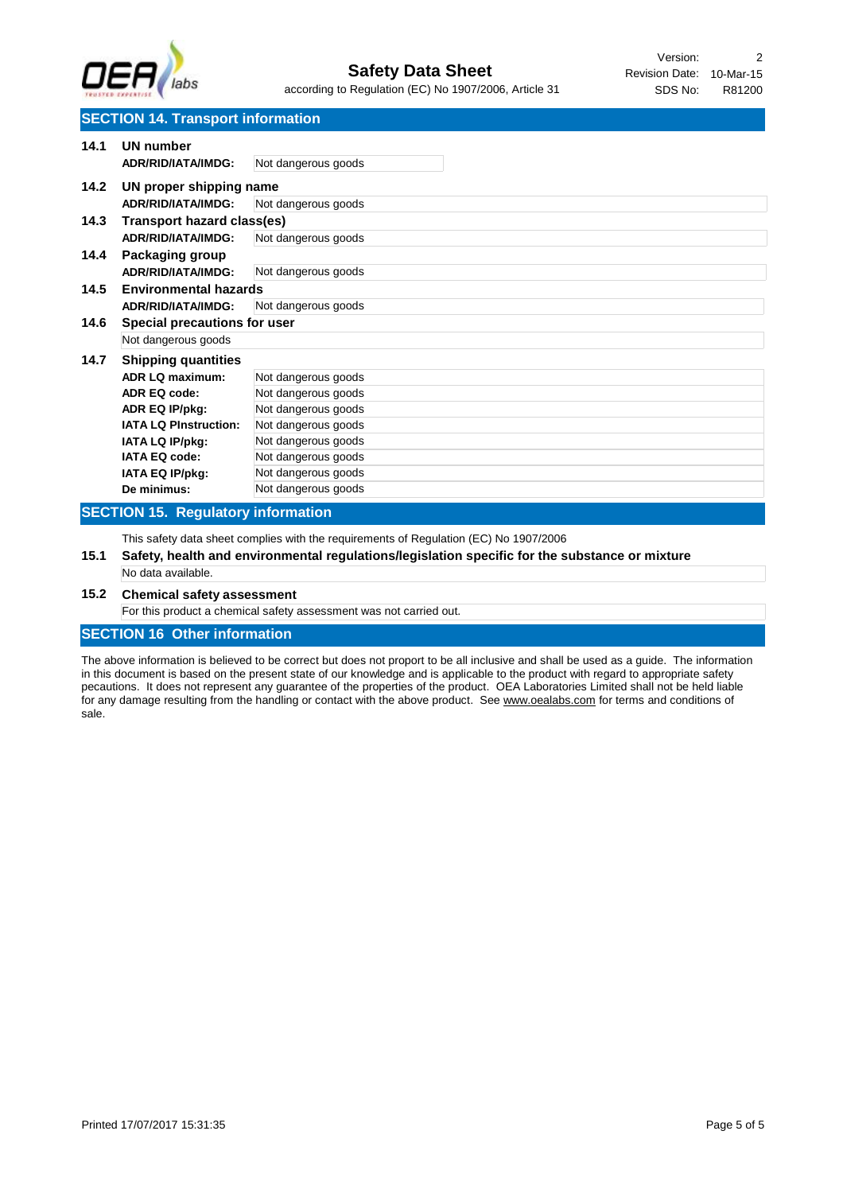## SECTION 14. Transport information

**14.1 UN number**

| | |
|---|---|
| **ADR/RID/IATA/IMDG:** | Not dangerous goods |

**14.2 UN proper shipping name**

| | |
|---|---|
| **ADR/RID/IATA/IMDG:** | Not dangerous goods |

**14.3 Transport hazard class(es)**

| | |
|---|---|
| **ADR/RID/IATA/IMDG:** | Not dangerous goods |

**14.4 Packaging group**

| | |
|---|---|
| **ADR/RID/IATA/IMDG:** | Not dangerous goods |

**14.5 Environmental hazards**

| | |
|---|---|
| **ADR/RID/IATA/IMDG:** | Not dangerous goods |

**14.6 Special precautions for user**

Not dangerous goods

**14.7 Shipping quantities**

| | |
|---|---|
| **ADR LQ maximum:** | Not dangerous goods |
| **ADR EQ code:** | Not dangerous goods |
| **ADR EQ IP/pkg:** | Not dangerous goods |
| **IATA LQ PInstruction:** | Not dangerous goods |
| **IATA LQ IP/pkg:** | Not dangerous goods |
| **IATA EQ code:** | Not dangerous goods |
| **IATA EQ IP/pkg:** | Not dangerous goods |
| **De minimus:** | Not dangerous goods |

## SECTION 15. Regulatory information

This safety data sheet complies with the requirements of Regulation (EC) No 1907/2006

**15.1 Safety, health and environmental regulations/legislation specific for the substance or mixture**

No data available.

**15.2 Chemical safety assessment**

For this product a chemical safety assessment was not carried out.

## SECTION 16 Other information

The above information is believed to be correct but does not proport to be all inclusive and shall be used as a guide. The information in this document is based on the present state of our knowledge and is applicable to the product with regard to appropriate safety pecautions. It does not represent any guarantee of the properties of the product. OEA Laboratories Limited shall not be held liable for any damage resulting from the handling or contact with the above product. See www.oealabs.com for terms and conditions of sale.

Printed 17/07/2017 15:31:35